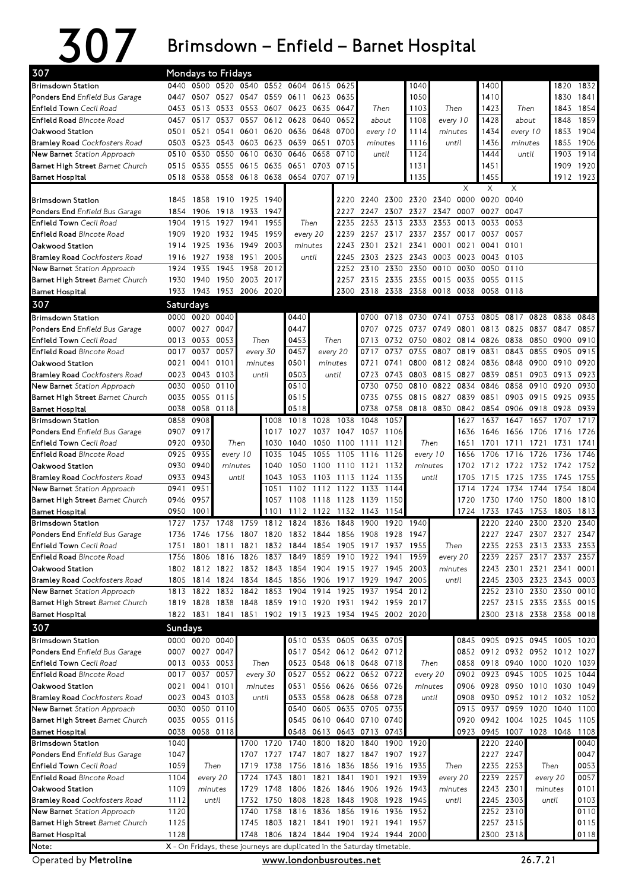# 307 Brimsdown – Enfield – Barnet Hospital

## Mondays to Fridays

| 307 | | | | | | | | | | | | | | | |
|---|---|---|---|---|---|---|---|---|---|---|---|---|---|---|---|
| Brimsdown Station | 0440 | 0500 | 0520 | 0540 | 0552 | 0604 | 0615 | 0625 | | 1040 | | 1400 | | 1820 | 1832 |
| Ponders End *Enfield Bus Garage* | 0447 | 0507 | 0527 | 0547 | 0559 | 0611 | 0623 | 0635 | | 1050 | | 1410 | | 1830 | 1841 |
| Enfield Town *Cecil Road* | 0453 | 0513 | 0533 | 0553 | 0607 | 0623 | 0635 | 0647 | Then | 1103 | Then | 1423 | Then | 1843 | 1854 |
| Enfield Road *Bincote Road* | 0457 | 0517 | 0537 | 0557 | 0612 | 0628 | 0640 | 0652 | about | 1108 | every 10 | 1428 | about | 1848 | 1859 |
| Oakwood Station | 0501 | 0521 | 0541 | 0601 | 0620 | 0636 | 0648 | 0700 | every 10 | 1114 | minutes | 1434 | every 10 | 1853 | 1904 |
| Bramley Road *Cockfosters Road* | 0503 | 0523 | 0543 | 0603 | 0623 | 0639 | 0651 | 0703 | minutes | 1116 | until | 1436 | minutes | 1855 | 1906 |
| New Barnet *Station Approach* | 0510 | 0530 | 0550 | 0610 | 0630 | 0646 | 0658 | 0710 | until | 1124 | | 1444 | until | 1903 | 1914 |
| Barnet High Street *Barnet Church* | 0515 | 0535 | 0555 | 0615 | 0635 | 0651 | 0703 | 0715 | | 1131 | | 1451 | | 1909 | 1920 |
| Barnet Hospital | 0518 | 0538 | 0558 | 0618 | 0638 | 0654 | 0707 | 0719 | | 1135 | | 1455 | | 1912 | 1923 |

| | | | | | | | | | | | | | | |
|---|---|---|---|---|---|---|---|---|---|---|---|---|---|---|
| | | | | | | | | | | | | X | X | X |
| Brimsdown Station | 1845 | 1858 | 1910 | 1925 | 1940 | | 2220 | 2240 | 2300 | 2320 | 2340 | 0000 | 0020 | 0040 |
| Ponders End *Enfield Bus Garage* | 1854 | 1906 | 1918 | 1933 | 1947 | | 2227 | 2247 | 2307 | 2327 | 2347 | 0007 | 0027 | 0047 |
| Enfield Town *Cecil Road* | 1904 | 1915 | 1927 | 1941 | 1955 | Then | 2235 | 2253 | 2313 | 2333 | 2353 | 0013 | 0033 | 0053 |
| Enfield Road *Bincote Road* | 1909 | 1920 | 1932 | 1945 | 1959 | every 20 | 2239 | 2257 | 2317 | 2337 | 2357 | 0017 | 0037 | 0057 |
| Oakwood Station | 1914 | 1925 | 1936 | 1949 | 2003 | minutes | 2243 | 2301 | 2321 | 2341 | 0001 | 0021 | 0041 | 0101 |
| Bramley Road *Cockfosters Road* | 1916 | 1927 | 1938 | 1951 | 2005 | until | 2245 | 2303 | 2323 | 2343 | 0003 | 0023 | 0043 | 0103 |
| New Barnet *Station Approach* | 1924 | 1935 | 1945 | 1958 | 2012 | | 2252 | 2310 | 2330 | 2350 | 0010 | 0030 | 0050 | 0110 |
| Barnet High Street *Barnet Church* | 1930 | 1940 | 1950 | 2003 | 2017 | | 2257 | 2315 | 2335 | 2355 | 0015 | 0035 | 0055 | 0115 |
| Barnet Hospital | 1933 | 1943 | 1953 | 2006 | 2020 | | 2300 | 2318 | 2338 | 2358 | 0018 | 0038 | 0058 | 0118 |

## Saturdays

| 307 | | | | | | | | | | | | | | | | | |
|---|---|---|---|---|---|---|---|---|---|---|---|---|---|---|---|---|---|
| Brimsdown Station | 0000 | 0020 | 0040 | | 0440 | | 0700 | 0718 | 0730 | 0741 | 0753 | 0805 | 0817 | 0828 | 0838 | 0848 |
| Ponders End *Enfield Bus Garage* | 0007 | 0027 | 0047 | | 0447 | | 0707 | 0725 | 0737 | 0749 | 0801 | 0813 | 0825 | 0837 | 0847 | 0857 |
| Enfield Town *Cecil Road* | 0013 | 0033 | 0053 | Then | 0453 | Then | 0713 | 0732 | 0750 | 0802 | 0814 | 0826 | 0838 | 0850 | 0900 | 0910 |
| Enfield Road *Bincote Road* | 0017 | 0037 | 0057 | every 30 | 0457 | every 20 | 0717 | 0737 | 0755 | 0807 | 0819 | 0831 | 0843 | 0855 | 0905 | 0915 |
| Oakwood Station | 0021 | 0041 | 0101 | minutes | 0501 | minutes | 0721 | 0741 | 0800 | 0812 | 0824 | 0836 | 0848 | 0900 | 0910 | 0920 |
| Bramley Road *Cockfosters Road* | 0023 | 0043 | 0103 | until | 0503 | until | 0723 | 0743 | 0803 | 0815 | 0827 | 0839 | 0851 | 0903 | 0913 | 0923 |
| New Barnet *Station Approach* | 0030 | 0050 | 0110 | | 0510 | | 0730 | 0750 | 0810 | 0822 | 0834 | 0846 | 0858 | 0910 | 0920 | 0930 |
| Barnet High Street *Barnet Church* | 0035 | 0055 | 0115 | | 0515 | | 0735 | 0755 | 0815 | 0827 | 0839 | 0851 | 0903 | 0915 | 0925 | 0935 |
| Barnet Hospital | 0038 | 0058 | 0118 | | 0518 | | 0738 | 0758 | 0818 | 0830 | 0842 | 0854 | 0906 | 0918 | 0928 | 0939 |

| | | | | | | | | | | | | | | | | |
|---|---|---|---|---|---|---|---|---|---|---|---|---|---|---|---|---|
| Brimsdown Station | 0858 | 0908 | | 1008 | 1018 | 1028 | 1038 | 1048 | 1057 | | 1627 | 1637 | 1647 | 1657 | 1707 | 1717 |
| Ponders End *Enfield Bus Garage* | 0907 | 0917 | | 1017 | 1027 | 1037 | 1047 | 1057 | 1106 | | 1636 | 1646 | 1656 | 1706 | 1716 | 1726 |
| Enfield Town *Cecil Road* | 0920 | 0930 | Then | 1030 | 1040 | 1050 | 1100 | 1111 | 1121 | Then | 1651 | 1701 | 1711 | 1721 | 1731 | 1741 |
| Enfield Road *Bincote Road* | 0925 | 0935 | every 10 | 1035 | 1045 | 1055 | 1105 | 1116 | 1126 | every 10 | 1656 | 1706 | 1716 | 1726 | 1736 | 1746 |
| Oakwood Station | 0930 | 0940 | minutes | 1040 | 1050 | 1100 | 1110 | 1121 | 1132 | minutes | 1702 | 1712 | 1722 | 1732 | 1742 | 1752 |
| Bramley Road *Cockfosters Road* | 0933 | 0943 | until | 1043 | 1053 | 1103 | 1113 | 1124 | 1135 | until | 1705 | 1715 | 1725 | 1735 | 1745 | 1755 |
| New Barnet *Station Approach* | 0941 | 0951 | | 1051 | 1102 | 1112 | 1122 | 1133 | 1144 | | 1714 | 1724 | 1734 | 1744 | 1754 | 1804 |
| Barnet High Street *Barnet Church* | 0946 | 0957 | | 1057 | 1108 | 1118 | 1128 | 1139 | 1150 | | 1720 | 1730 | 1740 | 1750 | 1800 | 1810 |
| Barnet Hospital | 0950 | 1001 | | 1101 | 1112 | 1122 | 1132 | 1143 | 1154 | | 1724 | 1733 | 1743 | 1753 | 1803 | 1813 |

| | | | | | | | | | | | | | | | | |
|---|---|---|---|---|---|---|---|---|---|---|---|---|---|---|---|---|
| Brimsdown Station | 1727 | 1737 | 1748 | 1759 | 1812 | 1824 | 1836 | 1848 | 1900 | 1920 | 1940 | | 2220 | 2240 | 2300 | 2320 | 2340 |
| Ponders End *Enfield Bus Garage* | 1736 | 1746 | 1756 | 1807 | 1820 | 1832 | 1844 | 1856 | 1908 | 1928 | 1947 | | 2227 | 2247 | 2307 | 2327 | 2347 |
| Enfield Town *Cecil Road* | 1751 | 1801 | 1811 | 1821 | 1832 | 1844 | 1854 | 1905 | 1917 | 1937 | 1955 | Then | 2235 | 2253 | 2313 | 2333 | 2353 |
| Enfield Road *Bincote Road* | 1756 | 1806 | 1816 | 1826 | 1837 | 1849 | 1859 | 1910 | 1922 | 1941 | 1959 | every 20 | 2239 | 2257 | 2317 | 2337 | 2357 |
| Oakwood Station | 1802 | 1812 | 1822 | 1832 | 1843 | 1854 | 1904 | 1915 | 1927 | 1945 | 2003 | minutes | 2243 | 2301 | 2321 | 2341 | 0001 |
| Bramley Road *Cockfosters Road* | 1805 | 1814 | 1824 | 1834 | 1845 | 1856 | 1906 | 1917 | 1929 | 1947 | 2005 | until | 2245 | 2303 | 2323 | 2343 | 0003 |
| New Barnet *Station Approach* | 1813 | 1822 | 1832 | 1842 | 1853 | 1904 | 1914 | 1925 | 1937 | 1954 | 2012 | | 2252 | 2310 | 2330 | 2350 | 0010 |
| Barnet High Street *Barnet Church* | 1819 | 1828 | 1838 | 1848 | 1859 | 1910 | 1920 | 1931 | 1942 | 1959 | 2017 | | 2257 | 2315 | 2335 | 2355 | 0015 |
| Barnet Hospital | 1822 | 1831 | 1841 | 1851 | 1902 | 1913 | 1923 | 1934 | 1945 | 2002 | 2020 | | 2300 | 2318 | 2338 | 2358 | 0018 |

## Sundays

| 307 | | | | | | | | | | | | | | | | | |
|---|---|---|---|---|---|---|---|---|---|---|---|---|---|---|---|---|---|
| Brimsdown Station | 0000 | 0020 | 0040 | | 0510 | 0535 | 0605 | 0635 | 0705 | | 0845 | 0905 | 0925 | 0945 | 1005 | 1020 |
| Ponders End *Enfield Bus Garage* | 0007 | 0027 | 0047 | | 0517 | 0542 | 0612 | 0642 | 0712 | | 0852 | 0912 | 0932 | 0952 | 1012 | 1027 |
| Enfield Town *Cecil Road* | 0013 | 0033 | 0053 | Then | 0523 | 0548 | 0618 | 0648 | 0718 | Then | 0858 | 0918 | 0940 | 1000 | 1020 | 1039 |
| Enfield Road *Bincote Road* | 0017 | 0037 | 0057 | every 30 | 0527 | 0552 | 0622 | 0652 | 0722 | every 20 | 0902 | 0923 | 0945 | 1005 | 1025 | 1044 |
| Oakwood Station | 0021 | 0041 | 0101 | minutes | 0531 | 0556 | 0626 | 0656 | 0726 | minutes | 0906 | 0928 | 0950 | 1010 | 1030 | 1049 |
| Bramley Road *Cockfosters Road* | 0023 | 0043 | 0103 | until | 0533 | 0558 | 0628 | 0658 | 0728 | until | 0908 | 0930 | 0952 | 1012 | 1032 | 1052 |
| New Barnet *Station Approach* | 0030 | 0050 | 0110 | | 0540 | 0605 | 0635 | 0705 | 0735 | | 0915 | 0937 | 0959 | 1020 | 1040 | 1100 |
| Barnet High Street *Barnet Church* | 0035 | 0055 | 0115 | | 0545 | 0610 | 0640 | 0710 | 0740 | | 0920 | 0942 | 1004 | 1025 | 1045 | 1105 |
| Barnet Hospital | 0038 | 0058 | 0118 | | 0548 | 0613 | 0643 | 0713 | 0743 | | 0923 | 0945 | 1007 | 1028 | 1048 | 1108 |

| | | | | | | | | | | | | | | | |
|---|---|---|---|---|---|---|---|---|---|---|---|---|---|---|---|
| Brimsdown Station | 1040 | | 1700 | 1720 | 1740 | 1800 | 1820 | 1840 | 1900 | 1920 | | 2220 | 2240 | | 0040 |
| Ponders End *Enfield Bus Garage* | 1047 | | 1707 | 1727 | 1747 | 1807 | 1827 | 1847 | 1907 | 1927 | | 2227 | 2247 | | 0047 |
| Enfield Town *Cecil Road* | 1059 | Then | 1719 | 1738 | 1756 | 1816 | 1836 | 1856 | 1916 | 1935 | Then | 2235 | 2253 | Then | 0053 |
| Enfield Road *Bincote Road* | 1104 | every 20 | 1724 | 1743 | 1801 | 1821 | 1841 | 1901 | 1921 | 1939 | every 20 | 2239 | 2257 | every 20 | 0057 |
| Oakwood Station | 1109 | minutes | 1729 | 1748 | 1806 | 1826 | 1846 | 1906 | 1926 | 1943 | minutes | 2243 | 2301 | minutes | 0101 |
| Bramley Road *Cockfosters Road* | 1112 | until | 1732 | 1750 | 1808 | 1828 | 1848 | 1908 | 1928 | 1945 | until | 2245 | 2303 | until | 0103 |
| New Barnet *Station Approach* | 1120 | | 1740 | 1758 | 1816 | 1836 | 1856 | 1916 | 1936 | 1952 | | 2252 | 2310 | | 0110 |
| Barnet High Street *Barnet Church* | 1125 | | 1745 | 1803 | 1821 | 1841 | 1901 | 1921 | 1941 | 1957 | | 2257 | 2315 | | 0115 |
| Barnet Hospital | 1128 | | 1748 | 1806 | 1824 | 1844 | 1904 | 1924 | 1944 | 2000 | | 2300 | 2318 | | 0118 |

**Note:** X - On Fridays, these journeys are duplicated in the Saturday timetable.

Operated by **Metroline** www.londonbusroutes.net 26.7.21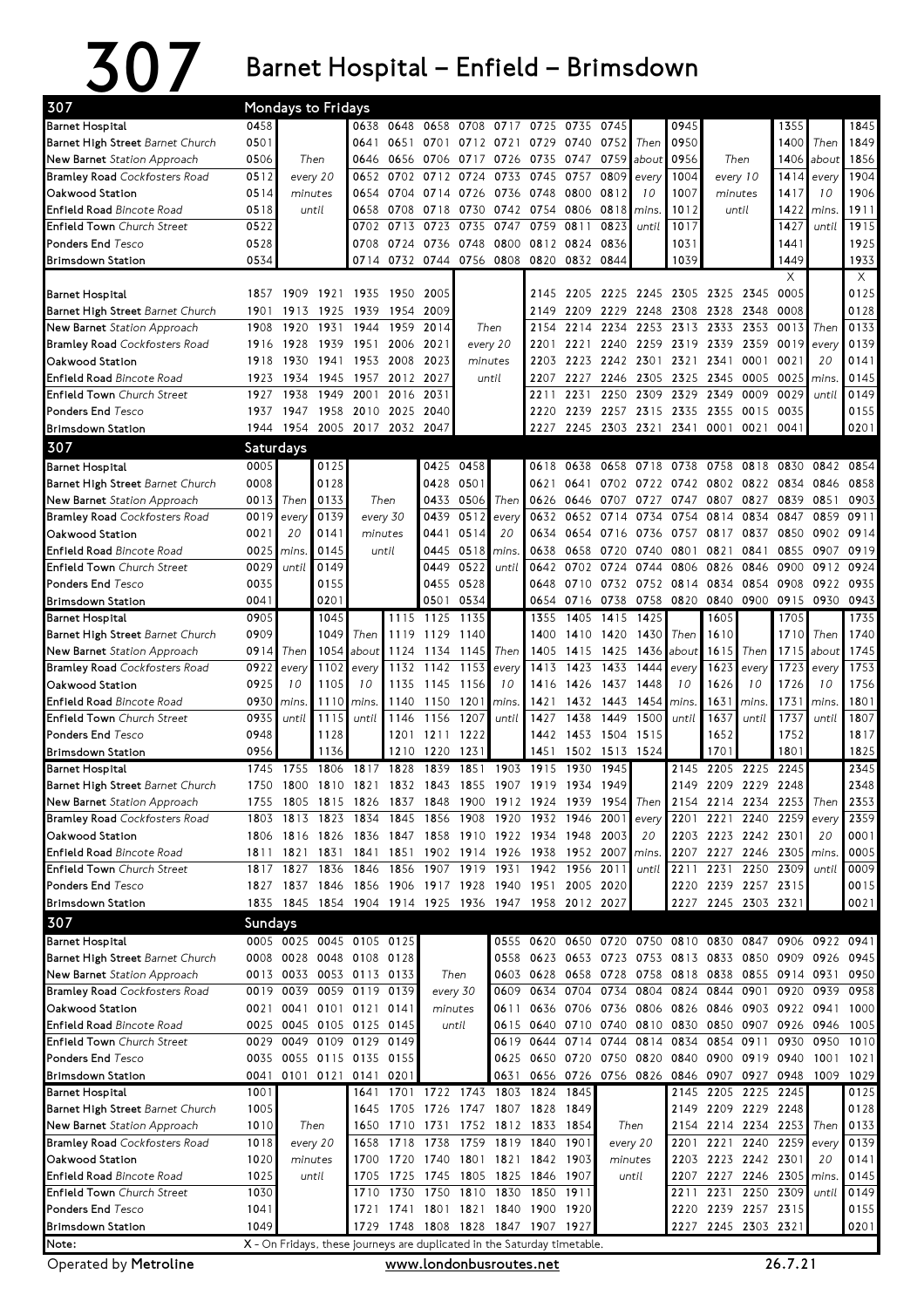# 307 Barnet Hospital – Enfield – Brimsdown

## Mondays to Fridays

| 307 | | | | | | | | | | | | | | | | |
|---|---|---|---|---|---|---|---|---|---|---|---|---|---|---|---|---|
| Barnet Hospital | 0458 | Then every 20 minutes until | 0638 | 0648 | 0658 | 0708 | 0717 | 0725 | 0735 | 0745 | Then about 10 mins. until | 0945 | Then every 10 minutes until | 1355 | Then about 10 mins. until | 1845 |
| Barnet High Street Barnet Church | 0501 | | 0641 | 0651 | 0701 | 0712 | 0721 | 0729 | 0740 | 0752 | | 0950 | | 1400 | | 1849 |
| New Barnet Station Approach | 0506 | | 0646 | 0656 | 0706 | 0717 | 0726 | 0735 | 0747 | 0759 | | 0956 | | 1406 | | 1856 |
| Bramley Road Cockfosters Road | 0512 | | 0652 | 0702 | 0712 | 0724 | 0733 | 0745 | 0757 | 0809 | | 1004 | | 1414 | | 1904 |
| Oakwood Station | 0514 | | 0654 | 0704 | 0714 | 0726 | 0736 | 0748 | 0800 | 0812 | | 1007 | | 1417 | | 1906 |
| Enfield Road Bincote Road | 0518 | | 0658 | 0708 | 0718 | 0730 | 0742 | 0754 | 0806 | 0818 | | 1012 | | 1422 | | 1911 |
| Enfield Town Church Street | 0522 | | 0702 | 0713 | 0723 | 0735 | 0747 | 0759 | 0811 | 0823 | | 1017 | | 1427 | | 1915 |
| Ponders End Tesco | 0528 | | 0708 | 0724 | 0736 | 0748 | 0800 | 0812 | 0824 | 0836 | | 1031 | | 1441 | | 1925 |
| Brimsdown Station | 0534 | | 0714 | 0732 | 0744 | 0756 | 0808 | 0820 | 0832 | 0844 | | 1039 | | 1449 | | 1933 |

| | | | | | | | | | | | | | | | | | |
|---|---|---|---|---|---|---|---|---|---|---|---|---|---|---|---|---|---|
| | | | | | | | | | | | | | | | X | | X |
| Barnet Hospital | 1857 | 1909 | 1921 | 1935 | 1950 | 2005 | Then every 20 minutes until | 2145 | 2205 | 2225 | 2245 | 2305 | 2325 | 2345 | 0005 | Then every 20 mins. until | 0125 |
| Barnet High Street Barnet Church | 1901 | 1913 | 1925 | 1939 | 1954 | 2009 | | 2149 | 2209 | 2229 | 2248 | 2308 | 2328 | 2348 | 0008 | | 0128 |
| New Barnet Station Approach | 1908 | 1920 | 1931 | 1944 | 1959 | 2014 | | 2154 | 2214 | 2234 | 2253 | 2313 | 2333 | 2353 | 0013 | | 0133 |
| Bramley Road Cockfosters Road | 1916 | 1928 | 1939 | 1951 | 2006 | 2021 | | 2201 | 2221 | 2240 | 2259 | 2319 | 2339 | 2359 | 0019 | | 0139 |
| Oakwood Station | 1918 | 1930 | 1941 | 1953 | 2008 | 2023 | | 2203 | 2223 | 2242 | 2301 | 2321 | 2341 | 0001 | 0021 | | 0141 |
| Enfield Road Bincote Road | 1923 | 1934 | 1945 | 1957 | 2012 | 2027 | | 2207 | 2227 | 2246 | 2305 | 2325 | 2345 | 0005 | 0025 | | 0145 |
| Enfield Town Church Street | 1927 | 1938 | 1949 | 2001 | 2016 | 2031 | | 2211 | 2231 | 2250 | 2309 | 2329 | 2349 | 0009 | 0029 | | 0149 |
| Ponders End Tesco | 1937 | 1947 | 1958 | 2010 | 2025 | 2040 | | 2220 | 2239 | 2257 | 2315 | 2335 | 2355 | 0015 | 0035 | | 0155 |
| Brimsdown Station | 1944 | 1954 | 2005 | 2017 | 2032 | 2047 | | 2227 | 2245 | 2303 | 2321 | 2341 | 0001 | 0021 | 0041 | | 0201 |

## Saturdays

| 307 | | | | | | | | | | | | | | | | | | | |
|---|---|---|---|---|---|---|---|---|---|---|---|---|---|---|---|---|---|---|---|
| Barnet Hospital | 0005 | Then every 20 mins. until | 0125 | Then every 30 minutes until | 0425 | 0458 | Then every 20 mins. until | 0618 | 0638 | 0658 | 0718 | 0738 | 0758 | 0818 | 0830 | 0842 | 0854 |
| Barnet High Street Barnet Church | 0008 | | 0128 | | 0428 | 0501 | | 0621 | 0641 | 0702 | 0722 | 0742 | 0802 | 0822 | 0834 | 0846 | 0858 |
| New Barnet Station Approach | 0013 | | 0133 | | 0433 | 0506 | | 0626 | 0646 | 0707 | 0727 | 0747 | 0807 | 0827 | 0839 | 0851 | 0903 |
| Bramley Road Cockfosters Road | 0019 | | 0139 | | 0439 | 0512 | | 0632 | 0652 | 0714 | 0734 | 0754 | 0814 | 0834 | 0847 | 0859 | 0911 |
| Oakwood Station | 0021 | | 0141 | | 0441 | 0514 | | 0634 | 0654 | 0716 | 0736 | 0757 | 0817 | 0837 | 0850 | 0902 | 0914 |
| Enfield Road Bincote Road | 0025 | | 0145 | | 0445 | 0518 | | 0638 | 0658 | 0720 | 0740 | 0801 | 0821 | 0841 | 0855 | 0907 | 0919 |
| Enfield Town Church Street | 0029 | | 0149 | | 0449 | 0522 | | 0642 | 0702 | 0724 | 0744 | 0806 | 0826 | 0846 | 0900 | 0912 | 0924 |
| Ponders End Tesco | 0035 | | 0155 | | 0455 | 0528 | | 0648 | 0710 | 0732 | 0752 | 0814 | 0834 | 0854 | 0908 | 0922 | 0935 |
| Brimsdown Station | 0041 | | 0201 | | 0501 | 0534 | | 0654 | 0716 | 0738 | 0758 | 0820 | 0840 | 0900 | 0915 | 0930 | 0943 |

| | | | | | | | | | | | | | | | | | | | |
|---|---|---|---|---|---|---|---|---|---|---|---|---|---|---|---|---|---|---|---|
| Barnet Hospital | 0905 | Then every 10 mins. until | 1045 | Then about 10 mins. until | 1115 | 1125 | 1135 | Then every 10 mins. until | 1355 | 1405 | 1415 | 1425 | Then about 10 mins. until | 1605 | Then every 10 mins. until | 1705 | Then about 10 mins. until | 1735 |
| Barnet High Street Barnet Church | 0909 | | 1049 | | 1119 | 1129 | 1140 | | 1400 | 1410 | 1420 | 1430 | | 1610 | | 1710 | | 1740 |
| New Barnet Station Approach | 0914 | | 1054 | | 1124 | 1134 | 1145 | | 1405 | 1415 | 1425 | 1436 | | 1615 | | 1715 | | 1745 |
| Bramley Road Cockfosters Road | 0922 | | 1102 | | 1132 | 1142 | 1153 | | 1413 | 1423 | 1433 | 1444 | | 1623 | | 1723 | | 1753 |
| Oakwood Station | 0925 | | 1105 | | 1135 | 1145 | 1156 | | 1416 | 1426 | 1437 | 1448 | | 1626 | | 1726 | | 1756 |
| Enfield Road Bincote Road | 0930 | | 1110 | | 1140 | 1150 | 1201 | | 1421 | 1432 | 1443 | 1454 | | 1631 | | 1731 | | 1801 |
| Enfield Town Church Street | 0935 | | 1115 | | 1146 | 1156 | 1207 | | 1427 | 1438 | 1449 | 1500 | | 1637 | | 1737 | | 1807 |
| Ponders End Tesco | 0948 | | 1128 | | 1201 | 1211 | 1222 | | 1442 | 1453 | 1504 | 1515 | | 1652 | | 1752 | | 1817 |
| Brimsdown Station | 0956 | | 1136 | | 1210 | 1220 | 1231 | | 1451 | 1502 | 1513 | 1524 | | 1701 | | 1801 | | 1825 |

| | | | | | | | | | | | | | | | | | |
|---|---|---|---|---|---|---|---|---|---|---|---|---|---|---|---|---|---|
| Barnet Hospital | 1745 | 1755 | 1806 | 1817 | 1828 | 1839 | 1851 | 1903 | 1915 | 1930 | 1945 | Then every 20 mins. until | 2145 | 2205 | 2225 | 2245 | Then every 20 mins. until | 2345 |
| Barnet High Street Barnet Church | 1750 | 1800 | 1810 | 1821 | 1832 | 1843 | 1855 | 1907 | 1919 | 1934 | 1949 | | 2149 | 2209 | 2229 | 2248 | | 2348 |
| New Barnet Station Approach | 1755 | 1805 | 1815 | 1826 | 1837 | 1848 | 1900 | 1912 | 1924 | 1939 | 1954 | | 2154 | 2214 | 2234 | 2253 | | 2353 |
| Bramley Road Cockfosters Road | 1803 | 1813 | 1823 | 1834 | 1845 | 1856 | 1908 | 1920 | 1932 | 1946 | 2001 | | 2201 | 2221 | 2240 | 2259 | | 2359 |
| Oakwood Station | 1806 | 1816 | 1826 | 1836 | 1847 | 1858 | 1910 | 1922 | 1934 | 1948 | 2003 | | 2203 | 2223 | 2242 | 2301 | | 0001 |
| Enfield Road Bincote Road | 1811 | 1821 | 1831 | 1841 | 1851 | 1902 | 1914 | 1926 | 1938 | 1952 | 2007 | | 2207 | 2227 | 2246 | 2305 | | 0005 |
| Enfield Town Church Street | 1817 | 1827 | 1836 | 1846 | 1856 | 1907 | 1919 | 1931 | 1942 | 1956 | 2011 | | 2211 | 2231 | 2250 | 2309 | | 0009 |
| Ponders End Tesco | 1827 | 1837 | 1846 | 1856 | 1906 | 1917 | 1928 | 1940 | 1951 | 2005 | 2020 | | 2220 | 2239 | 2257 | 2315 | | 0015 |
| Brimsdown Station | 1835 | 1845 | 1854 | 1904 | 1914 | 1925 | 1936 | 1947 | 1958 | 2012 | 2027 | | 2227 | 2245 | 2303 | 2321 | | 0021 |

## Sundays

| 307 | | | | | | | | | | | | | | | | | |
|---|---|---|---|---|---|---|---|---|---|---|---|---|---|---|---|---|---|
| Barnet Hospital | 0005 | 0025 | 0045 | 0105 | 0125 | Then every 30 minutes until | 0555 | 0620 | 0650 | 0720 | 0750 | 0810 | 0830 | 0847 | 0906 | 0922 | 0941 |
| Barnet High Street Barnet Church | 0008 | 0028 | 0048 | 0108 | 0128 | | 0558 | 0623 | 0653 | 0723 | 0753 | 0813 | 0833 | 0850 | 0909 | 0926 | 0945 |
| New Barnet Station Approach | 0013 | 0033 | 0053 | 0113 | 0133 | | 0603 | 0628 | 0658 | 0728 | 0758 | 0818 | 0838 | 0855 | 0914 | 0931 | 0950 |
| Bramley Road Cockfosters Road | 0019 | 0039 | 0059 | 0119 | 0139 | | 0609 | 0634 | 0704 | 0734 | 0804 | 0824 | 0844 | 0901 | 0920 | 0939 | 0958 |
| Oakwood Station | 0021 | 0041 | 0101 | 0121 | 0141 | | 0611 | 0636 | 0706 | 0736 | 0806 | 0826 | 0846 | 0903 | 0922 | 0941 | 1000 |
| Enfield Road Bincote Road | 0025 | 0045 | 0105 | 0125 | 0145 | | 0615 | 0640 | 0710 | 0740 | 0810 | 0830 | 0850 | 0907 | 0926 | 0946 | 1005 |
| Enfield Town Church Street | 0029 | 0049 | 0109 | 0129 | 0149 | | 0619 | 0644 | 0714 | 0744 | 0814 | 0834 | 0854 | 0911 | 0930 | 0950 | 1010 |
| Ponders End Tesco | 0035 | 0055 | 0115 | 0135 | 0155 | | 0625 | 0650 | 0720 | 0750 | 0820 | 0840 | 0900 | 0919 | 0940 | 1001 | 1021 |
| Brimsdown Station | 0041 | 0101 | 0121 | 0141 | 0201 | | 0631 | 0656 | 0726 | 0756 | 0826 | 0846 | 0907 | 0927 | 0948 | 1009 | 1029 |

| | | | | | | | | | | | | | | | | |
|---|---|---|---|---|---|---|---|---|---|---|---|---|---|---|---|---|
| Barnet Hospital | 1001 | Then every 20 minutes until | 1641 | 1701 | 1722 | 1743 | 1803 | 1824 | 1845 | Then every 20 minutes until | 2145 | 2205 | 2225 | 2245 | Then every 20 mins. until | 0125 |
| Barnet High Street Barnet Church | 1005 | | 1645 | 1705 | 1726 | 1747 | 1807 | 1828 | 1849 | | 2149 | 2209 | 2229 | 2248 | | 0128 |
| New Barnet Station Approach | 1010 | | 1650 | 1710 | 1731 | 1752 | 1812 | 1833 | 1854 | | 2154 | 2214 | 2234 | 2253 | | 0133 |
| Bramley Road Cockfosters Road | 1018 | | 1658 | 1718 | 1738 | 1759 | 1819 | 1840 | 1901 | | 2201 | 2221 | 2240 | 2259 | | 0139 |
| Oakwood Station | 1020 | | 1700 | 1720 | 1740 | 1801 | 1821 | 1842 | 1903 | | 2203 | 2223 | 2242 | 2301 | | 0141 |
| Enfield Road Bincote Road | 1025 | | 1705 | 1725 | 1745 | 1805 | 1825 | 1846 | 1907 | | 2207 | 2227 | 2246 | 2305 | | 0145 |
| Enfield Town Church Street | 1030 | | 1710 | 1730 | 1750 | 1810 | 1830 | 1850 | 1911 | | 2211 | 2231 | 2250 | 2309 | | 0149 |
| Ponders End Tesco | 1041 | | 1721 | 1741 | 1801 | 1821 | 1840 | 1900 | 1920 | | 2220 | 2239 | 2257 | 2315 | | 0155 |
| Brimsdown Station | 1049 | | 1729 | 1748 | 1808 | 1828 | 1847 | 1907 | 1927 | | 2227 | 2245 | 2303 | 2321 | | 0201 |

Note: X - On Fridays, these journeys are duplicated in the Saturday timetable.

Operated by Metroline — www.londonbusroutes.net — 26.7.21